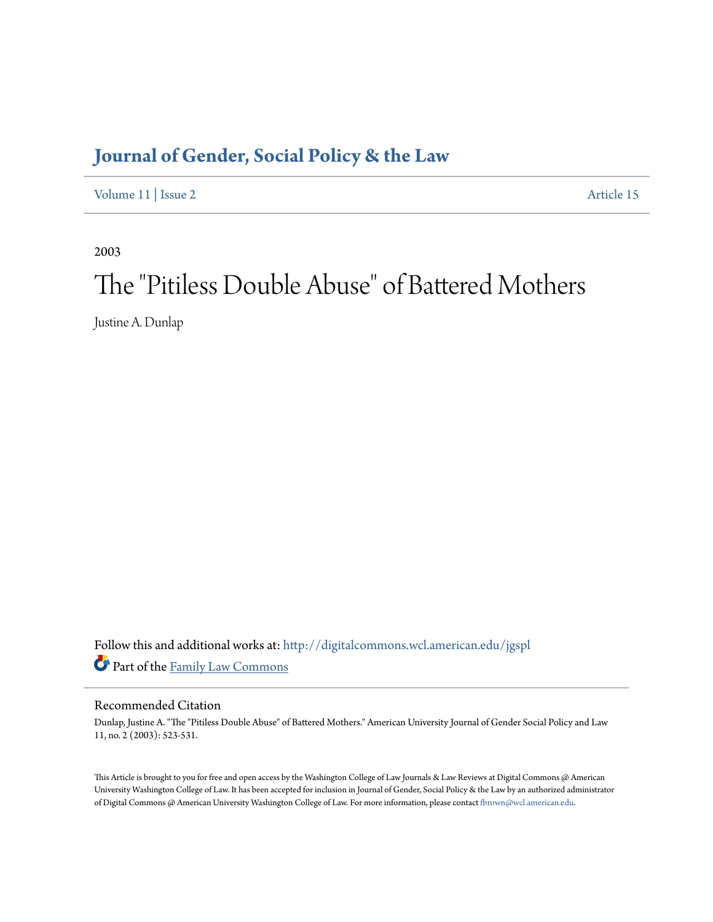# Journal of Gender, Social Policy & the Law

Volume 11 | Issue 2 Article 15

2003

# The "Pitiless Double Abuse" of Battered Mothers

Justine A. Dunlap

Follow this and additional works at: http://digitalcommons.wcl.american.edu/jgspl

Part of the Family Law Commons

## Recommended Citation

Dunlap, Justine A. "The "Pitiless Double Abuse" of Battered Mothers." American University Journal of Gender Social Policy and Law 11, no. 2 (2003): 523-531.

This Article is brought to you for free and open access by the Washington College of Law Journals & Law Reviews at Digital Commons @ American University Washington College of Law. It has been accepted for inclusion in Journal of Gender, Social Policy & the Law by an authorized administrator of Digital Commons @ American University Washington College of Law. For more information, please contact fbrown@wcl.american.edu.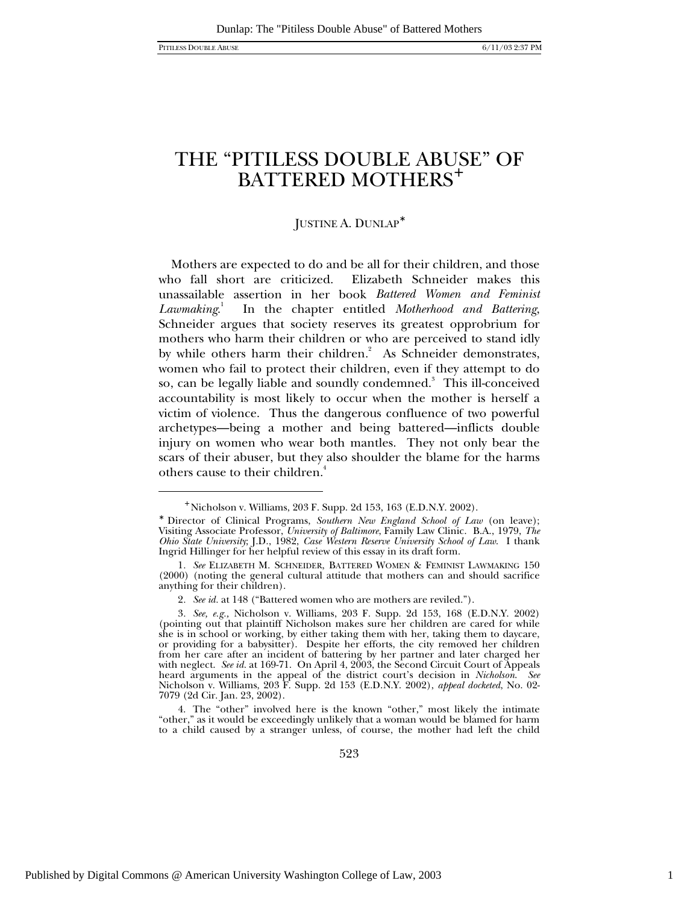# THE "PITILESS DOUBLE ABUSE" OF BATTERED MOTHERS[+]

JUSTINE A. DUNLAP[*]

Mothers are expected to do and be all for their children, and those who fall short are criticized. Elizabeth Schneider makes this unassailable assertion in her book *Battered Women and Feminist Lawmaking*.[1] In the chapter entitled *Motherhood and Battering*, Schneider argues that society reserves its greatest opprobrium for mothers who harm their children or who are perceived to stand idly by while others harm their children.[2] As Schneider demonstrates, women who fail to protect their children, even if they attempt to do so, can be legally liable and soundly condemned.[3] This ill-conceived accountability is most likely to occur when the mother is herself a victim of violence. Thus the dangerous confluence of two powerful archetypes—being a mother and being battered—inflicts double injury on women who wear both mantles. They not only bear the scars of their abuser, but they also shoulder the blame for the harms others cause to their children.[4]

---

[+] Nicholson v. Williams, 203 F. Supp. 2d 153, 163 (E.D.N.Y. 2002).

[*] Director of Clinical Programs, *Southern New England School of Law* (on leave); Visiting Associate Professor, *University of Baltimore*, Family Law Clinic. B.A., 1979, *The Ohio State University*; J.D., 1982, *Case Western Reserve University School of Law*. I thank Ingrid Hillinger for her helpful review of this essay in its draft form.

1. *See* ELIZABETH M. SCHNEIDER, BATTERED WOMEN & FEMINIST LAWMAKING 150 (2000) (noting the general cultural attitude that mothers can and should sacrifice anything for their children).

2. *See id.* at 148 ("Battered women who are mothers are reviled.").

3. *See, e.g.*, Nicholson v. Williams, 203 F. Supp. 2d 153, 168 (E.D.N.Y. 2002) (pointing out that plaintiff Nicholson makes sure her children are cared for while she is in school or working, by either taking them with her, taking them to daycare, or providing for a babysitter). Despite her efforts, the city removed her children from her care after an incident of battering by her partner and later charged her with neglect. *See id.* at 169-71. On April 4, 2003, the Second Circuit Court of Appeals heard arguments in the appeal of the district court's decision in *Nicholson*. *See* Nicholson v. Williams, 203 F. Supp. 2d 153 (E.D.N.Y. 2002), *appeal docketed*, No. 02-7079 (2d Cir. Jan. 23, 2002).

4. The "other" involved here is the known "other," most likely the intimate "other," as it would be exceedingly unlikely that a woman would be blamed for harm to a child caused by a stranger unless, of course, the mother had left the child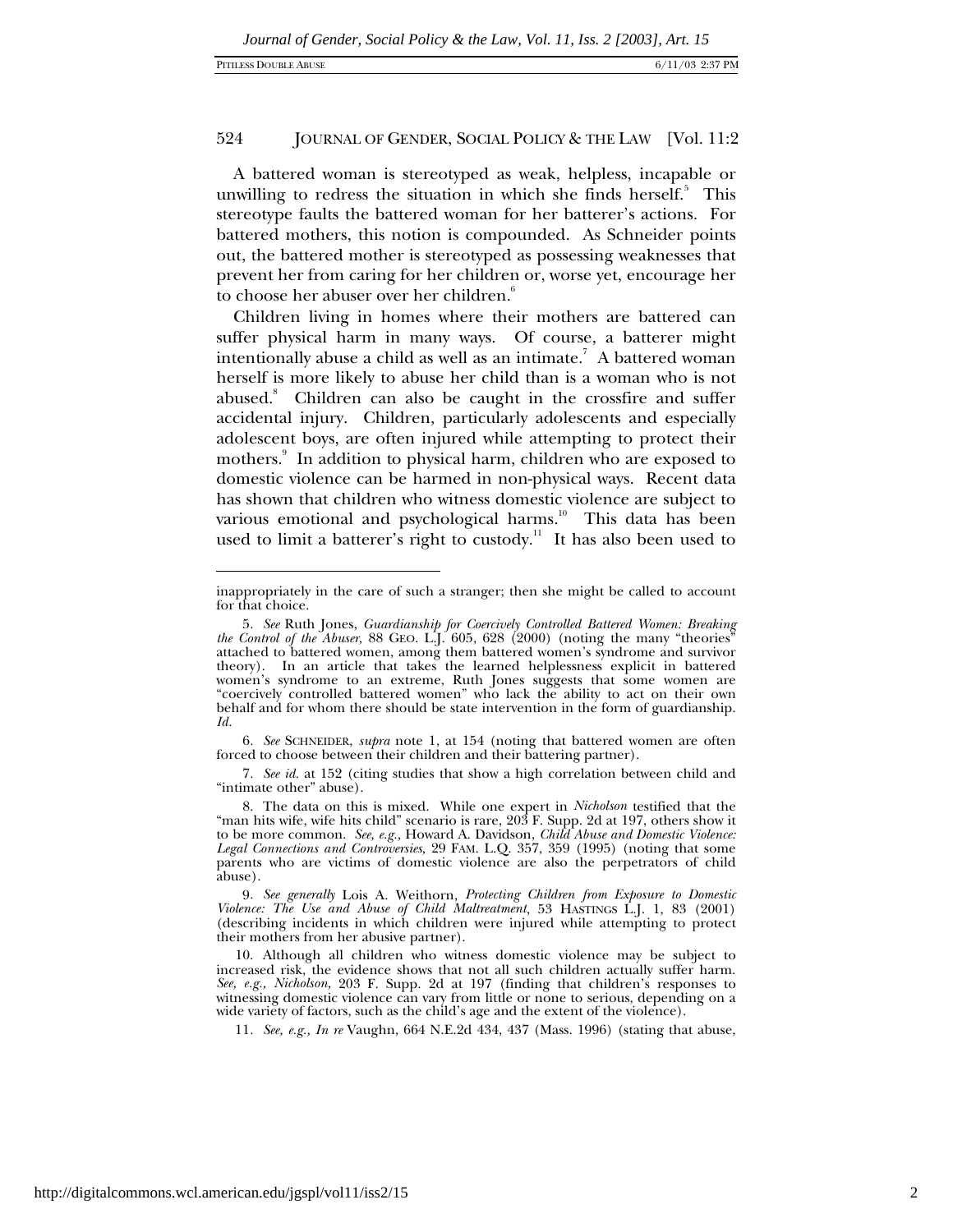A battered woman is stereotyped as weak, helpless, incapable or unwilling to redress the situation in which she finds herself.[5] This stereotype faults the battered woman for her batterer's actions. For battered mothers, this notion is compounded. As Schneider points out, the battered mother is stereotyped as possessing weaknesses that prevent her from caring for her children or, worse yet, encourage her to choose her abuser over her children.[6]

Children living in homes where their mothers are battered can suffer physical harm in many ways. Of course, a batterer might intentionally abuse a child as well as an intimate.[7] A battered woman herself is more likely to abuse her child than is a woman who is not abused.[8] Children can also be caught in the crossfire and suffer accidental injury. Children, particularly adolescents and especially adolescent boys, are often injured while attempting to protect their mothers.[9] In addition to physical harm, children who are exposed to domestic violence can be harmed in non-physical ways. Recent data has shown that children who witness domestic violence are subject to various emotional and psychological harms.[10] This data has been used to limit a batterer's right to custody.[11] It has also been used to

---

inappropriately in the care of such a stranger; then she might be called to account for that choice.

5. *See* Ruth Jones, *Guardianship for Coercively Controlled Battered Women: Breaking the Control of the Abuser*, 88 GEO. L.J. 605, 628 (2000) (noting the many "theories" attached to battered women, among them battered women's syndrome and survivor theory). In an article that takes the learned helplessness explicit in battered women's syndrome to an extreme, Ruth Jones suggests that some women are "coercively controlled battered women" who lack the ability to act on their own behalf and for whom there should be state intervention in the form of guardianship. *Id.*

6. *See* SCHNEIDER, *supra* note 1, at 154 (noting that battered women are often forced to choose between their children and their battering partner).

7. *See id.* at 152 (citing studies that show a high correlation between child and "intimate other" abuse).

8. The data on this is mixed. While one expert in *Nicholson* testified that the "man hits wife, wife hits child" scenario is rare, 203 F. Supp. 2d at 197, others show it to be more common. *See, e.g.,* Howard A. Davidson, *Child Abuse and Domestic Violence: Legal Connections and Controversies,* 29 FAM. L.Q. 357, 359 (1995) (noting that some parents who are victims of domestic violence are also the perpetrators of child abuse).

9. *See generally* Lois A. Weithorn, *Protecting Children from Exposure to Domestic Violence: The Use and Abuse of Child Maltreatment*, 53 HASTINGS L.J. 1, 83 (2001) (describing incidents in which children were injured while attempting to protect their mothers from her abusive partner).

10. Although all children who witness domestic violence may be subject to increased risk, the evidence shows that not all such children actually suffer harm. *See, e.g., Nicholson,* 203 F. Supp. 2d at 197 (finding that children's responses to witnessing domestic violence can vary from little or none to serious, depending on a wide variety of factors, such as the child's age and the extent of the violence).

11. *See, e.g., In re* Vaughn, 664 N.E.2d 434, 437 (Mass. 1996) (stating that abuse,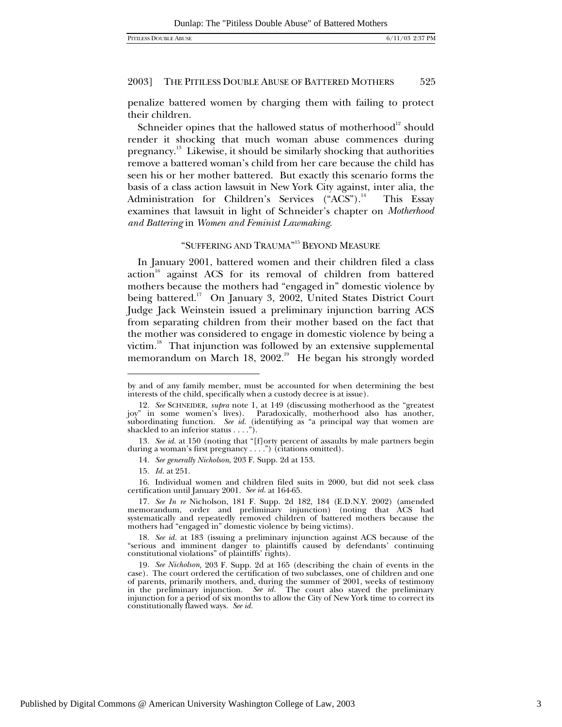penalize battered women by charging them with failing to protect their children.

Schneider opines that the hallowed status of motherhood[12] should render it shocking that much woman abuse commences during pregnancy.[13] Likewise, it should be similarly shocking that authorities remove a battered woman's child from her care because the child has seen his or her mother battered. But exactly this scenario forms the basis of a class action lawsuit in New York City against, inter alia, the Administration for Children's Services ("ACS").[14] This Essay examines that lawsuit in light of Schneider's chapter on *Motherhood and Battering* in *Women and Feminist Lawmaking*.

## "SUFFERING AND TRAUMA"[15] BEYOND MEASURE

In January 2001, battered women and their children filed a class action[16] against ACS for its removal of children from battered mothers because the mothers had "engaged in" domestic violence by being battered.[17] On January 3, 2002, United States District Court Judge Jack Weinstein issued a preliminary injunction barring ACS from separating children from their mother based on the fact that the mother was considered to engage in domestic violence by being a victim.[18] That injunction was followed by an extensive supplemental memorandum on March 18, 2002.[19] He began his strongly worded

---

by and of any family member, must be accounted for when determining the best interests of the child, specifically when a custody decree is at issue).

12. *See* SCHNEIDER, *supra* note 1, at 149 (discussing motherhood as the "greatest joy" in some women's lives). Paradoxically, motherhood also has another, subordinating function. *See id.* (identifying as "a principal way that women are shackled to an inferior status . . . .").

13. *See id.* at 150 (noting that "[f]orty percent of assaults by male partners begin during a woman's first pregnancy . . . .") (citations omitted).

14. *See generally Nicholson*, 203 F. Supp. 2d at 153.

15. *Id.* at 251.

16. Individual women and children filed suits in 2000, but did not seek class certification until January 2001. *See id.* at 164-65.

17. *See In re* Nicholson, 181 F. Supp. 2d 182, 184 (E.D.N.Y. 2002) (amended memorandum, order and preliminary injunction) (noting that ACS had systematically and repeatedly removed children of battered mothers because the mothers had "engaged in" domestic violence by being victims).

18. *See id.* at 183 (issuing a preliminary injunction against ACS because of the "serious and imminent danger to plaintiffs caused by defendants' continuing constitutional violations" of plaintiffs' rights).

19. *See Nicholson*, 203 F. Supp. 2d at 165 (describing the chain of events in the case). The court ordered the certification of two subclasses, one of children and one of parents, primarily mothers, and, during the summer of 2001, weeks of testimony in the preliminary injunction. *See id.* The court also stayed the preliminary injunction for a period of six months to allow the City of New York time to correct its constitutionally flawed ways. *See id.*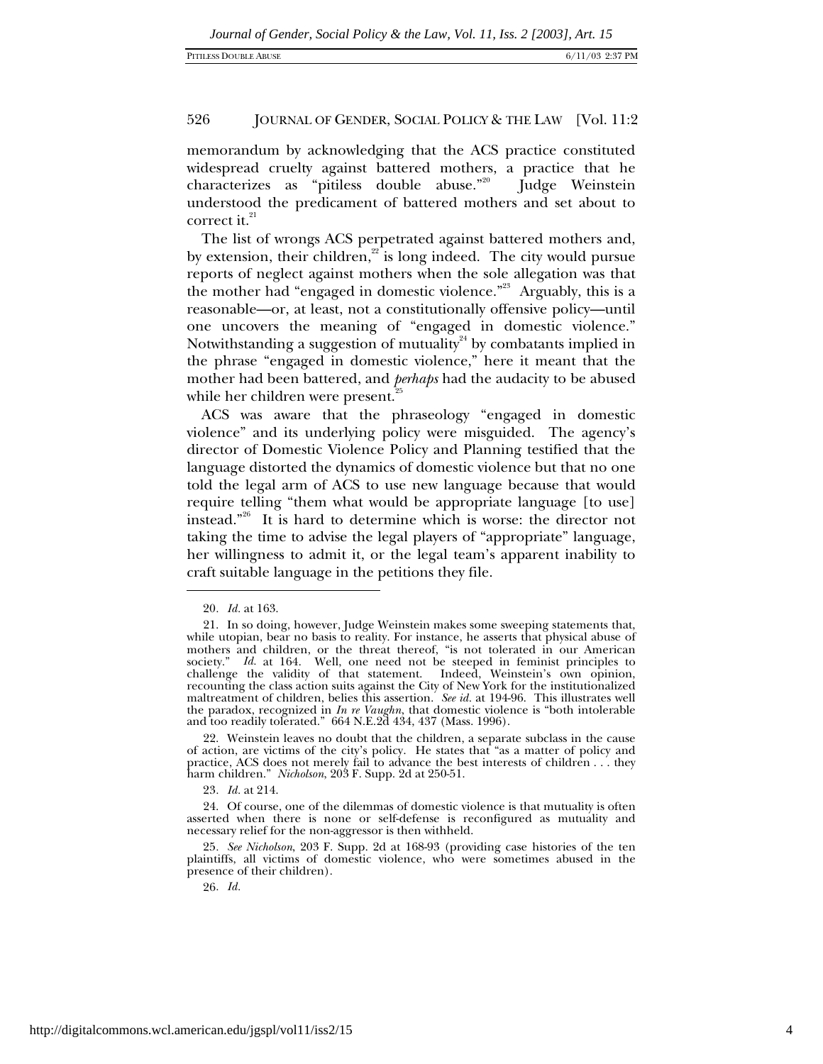memorandum by acknowledging that the ACS practice constituted widespread cruelty against battered mothers, a practice that he characterizes as "pitiless double abuse."[20] Judge Weinstein understood the predicament of battered mothers and set about to correct it.[21]

The list of wrongs ACS perpetrated against battered mothers and, by extension, their children,[22] is long indeed. The city would pursue reports of neglect against mothers when the sole allegation was that the mother had "engaged in domestic violence."[23] Arguably, this is a reasonable—or, at least, not a constitutionally offensive policy—until one uncovers the meaning of "engaged in domestic violence." Notwithstanding a suggestion of mutuality[24] by combatants implied in the phrase "engaged in domestic violence," here it meant that the mother had been battered, and *perhaps* had the audacity to be abused while her children were present.[25]

ACS was aware that the phraseology "engaged in domestic violence" and its underlying policy were misguided. The agency's director of Domestic Violence Policy and Planning testified that the language distorted the dynamics of domestic violence but that no one told the legal arm of ACS to use new language because that would require telling "them what would be appropriate language [to use] instead."[26] It is hard to determine which is worse: the director not taking the time to advise the legal players of "appropriate" language, her willingness to admit it, or the legal team's apparent inability to craft suitable language in the petitions they file.

---

20. *Id.* at 163.

21. In so doing, however, Judge Weinstein makes some sweeping statements that, while utopian, bear no basis to reality. For instance, he asserts that physical abuse of mothers and children, or the threat thereof, "is not tolerated in our American society." *Id.* at 164. Well, one need not be steeped in feminist principles to challenge the validity of that statement. Indeed, Weinstein's own opinion, recounting the class action suits against the City of New York for the institutionalized maltreatment of children, belies this assertion. *See id.* at 194-96. This illustrates well the paradox, recognized in *In re Vaughn*, that domestic violence is "both intolerable and too readily tolerated." 664 N.E.2d 434, 437 (Mass. 1996).

22. Weinstein leaves no doubt that the children, a separate subclass in the cause of action, are victims of the city's policy. He states that "as a matter of policy and practice, ACS does not merely fail to advance the best interests of children . . . they harm children." *Nicholson*, 203 F. Supp. 2d at 250-51.

23. *Id.* at 214.

24. Of course, one of the dilemmas of domestic violence is that mutuality is often asserted when there is none or self-defense is reconfigured as mutuality and necessary relief for the non-aggressor is then withheld.

25. *See Nicholson*, 203 F. Supp. 2d at 168-93 (providing case histories of the ten plaintiffs, all victims of domestic violence, who were sometimes abused in the presence of their children).

26. *Id.*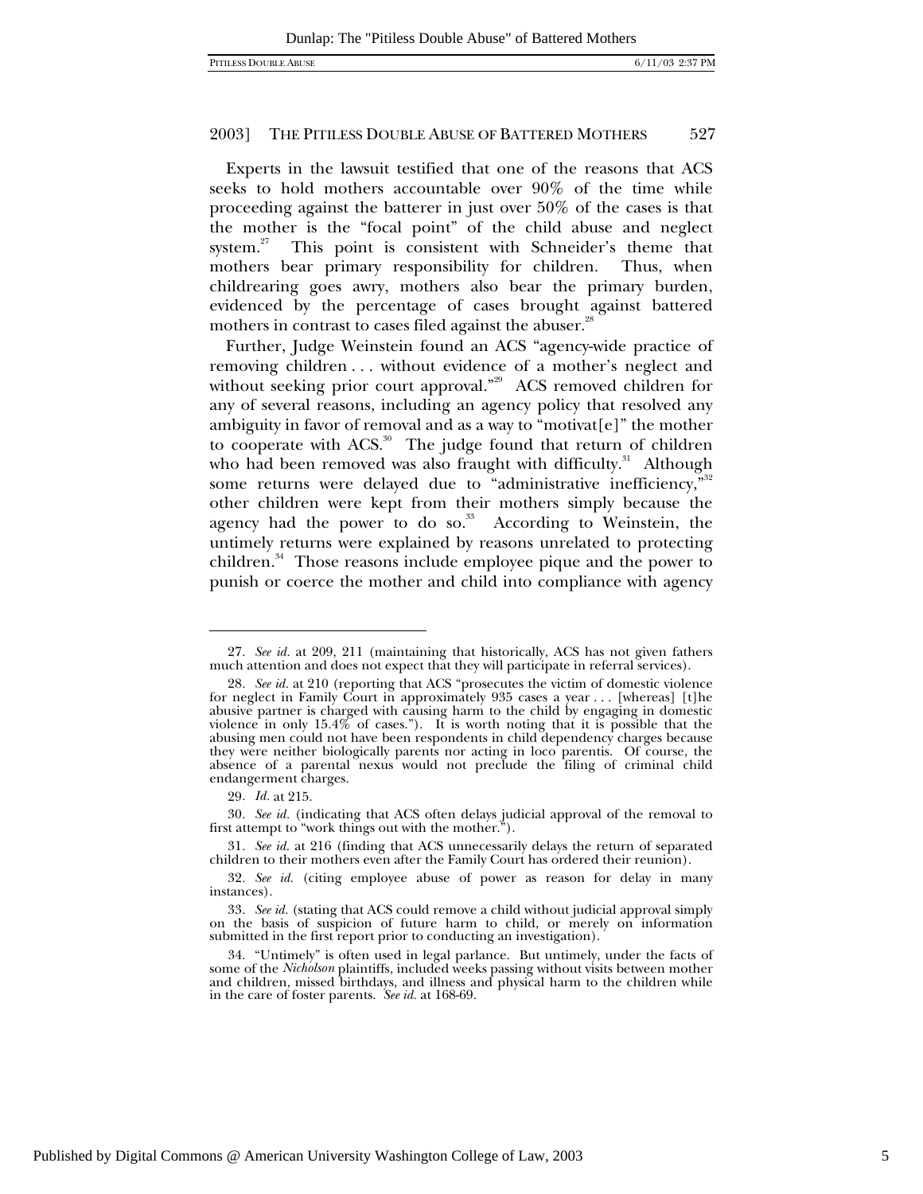Experts in the lawsuit testified that one of the reasons that ACS seeks to hold mothers accountable over 90% of the time while proceeding against the batterer in just over 50% of the cases is that the mother is the "focal point" of the child abuse and neglect system.[27] This point is consistent with Schneider's theme that mothers bear primary responsibility for children. Thus, when childrearing goes awry, mothers also bear the primary burden, evidenced by the percentage of cases brought against battered mothers in contrast to cases filed against the abuser.[28]

Further, Judge Weinstein found an ACS "agency-wide practice of removing children . . . without evidence of a mother's neglect and without seeking prior court approval."[29] ACS removed children for any of several reasons, including an agency policy that resolved any ambiguity in favor of removal and as a way to "motivat[e]" the mother to cooperate with ACS.[30] The judge found that return of children who had been removed was also fraught with difficulty.[31] Although some returns were delayed due to "administrative inefficiency,"[32] other children were kept from their mothers simply because the agency had the power to do so.[33] According to Weinstein, the untimely returns were explained by reasons unrelated to protecting children.[34] Those reasons include employee pique and the power to punish or coerce the mother and child into compliance with agency

---

27. *See id.* at 209, 211 (maintaining that historically, ACS has not given fathers much attention and does not expect that they will participate in referral services).

28. *See id.* at 210 (reporting that ACS "prosecutes the victim of domestic violence for neglect in Family Court in approximately 935 cases a year . . . [whereas] [t]he abusive partner is charged with causing harm to the child by engaging in domestic violence in only 15.4% of cases."). It is worth noting that it is possible that the abusing men could not have been respondents in child dependency charges because they were neither biologically parents nor acting in loco parentis. Of course, the absence of a parental nexus would not preclude the filing of criminal child endangerment charges.

29. *Id.* at 215.

30. *See id.* (indicating that ACS often delays judicial approval of the removal to first attempt to "work things out with the mother.").

31. *See id.* at 216 (finding that ACS unnecessarily delays the return of separated children to their mothers even after the Family Court has ordered their reunion).

32. *See id.* (citing employee abuse of power as reason for delay in many instances).

33. *See id.* (stating that ACS could remove a child without judicial approval simply on the basis of suspicion of future harm to child, or merely on information submitted in the first report prior to conducting an investigation).

34. "Untimely" is often used in legal parlance. But untimely, under the facts of some of the *Nicholson* plaintiffs, included weeks passing without visits between mother and children, missed birthdays, and illness and physical harm to the children while in the care of foster parents. *See id.* at 168-69.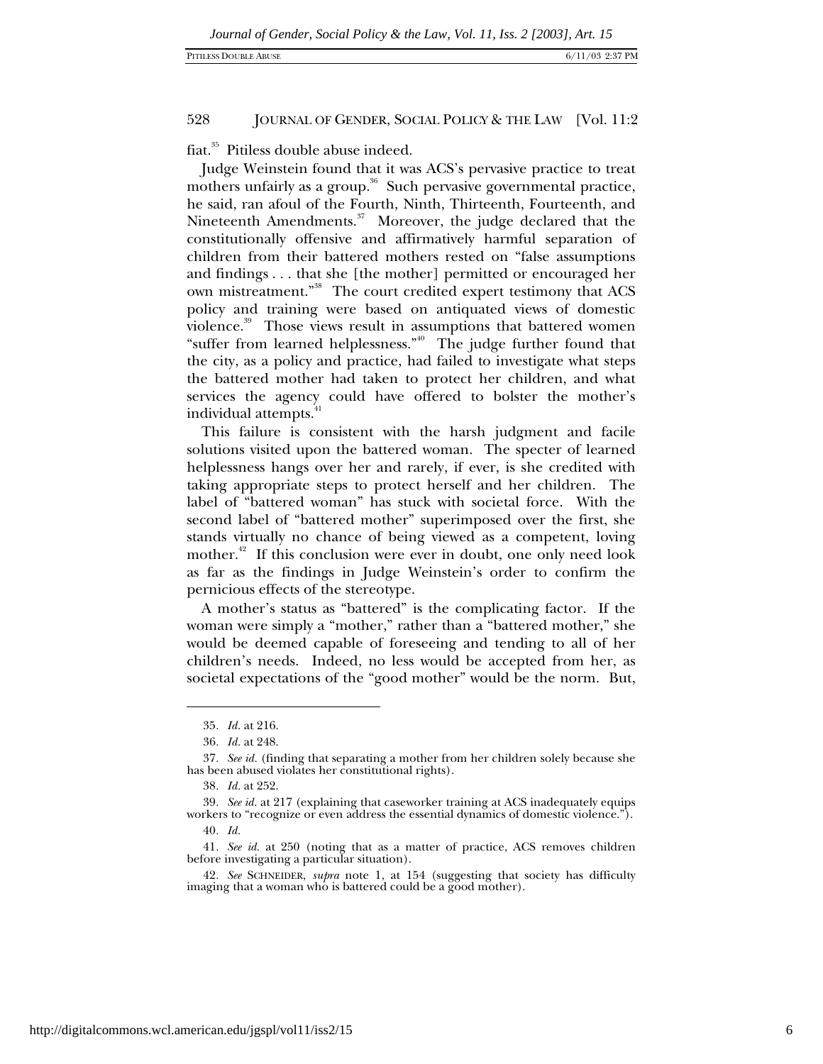fiat.[35] Pitiless double abuse indeed.

Judge Weinstein found that it was ACS's pervasive practice to treat mothers unfairly as a group.[36] Such pervasive governmental practice, he said, ran afoul of the Fourth, Ninth, Thirteenth, Fourteenth, and Nineteenth Amendments.[37] Moreover, the judge declared that the constitutionally offensive and affirmatively harmful separation of children from their battered mothers rested on "false assumptions and findings . . . that she [the mother] permitted or encouraged her own mistreatment."[38] The court credited expert testimony that ACS policy and training were based on antiquated views of domestic violence.[39] Those views result in assumptions that battered women "suffer from learned helplessness."[40] The judge further found that the city, as a policy and practice, had failed to investigate what steps the battered mother had taken to protect her children, and what services the agency could have offered to bolster the mother's individual attempts.[41]

This failure is consistent with the harsh judgment and facile solutions visited upon the battered woman. The specter of learned helplessness hangs over her and rarely, if ever, is she credited with taking appropriate steps to protect herself and her children. The label of "battered woman" has stuck with societal force. With the second label of "battered mother" superimposed over the first, she stands virtually no chance of being viewed as a competent, loving mother.[42] If this conclusion were ever in doubt, one only need look as far as the findings in Judge Weinstein's order to confirm the pernicious effects of the stereotype.

A mother's status as "battered" is the complicating factor. If the woman were simply a "mother," rather than a "battered mother," she would be deemed capable of foreseeing and tending to all of her children's needs. Indeed, no less would be accepted from her, as societal expectations of the "good mother" would be the norm. But,

---

35. *Id.* at 216.

36. *Id.* at 248.

37. *See id.* (finding that separating a mother from her children solely because she has been abused violates her constitutional rights).

38. *Id.* at 252.

39. *See id.* at 217 (explaining that caseworker training at ACS inadequately equips workers to "recognize or even address the essential dynamics of domestic violence.").

40. *Id.*

41. *See id.* at 250 (noting that as a matter of practice, ACS removes children before investigating a particular situation).

42. *See* SCHNEIDER, *supra* note 1, at 154 (suggesting that society has difficulty imaging that a woman who is battered could be a good mother).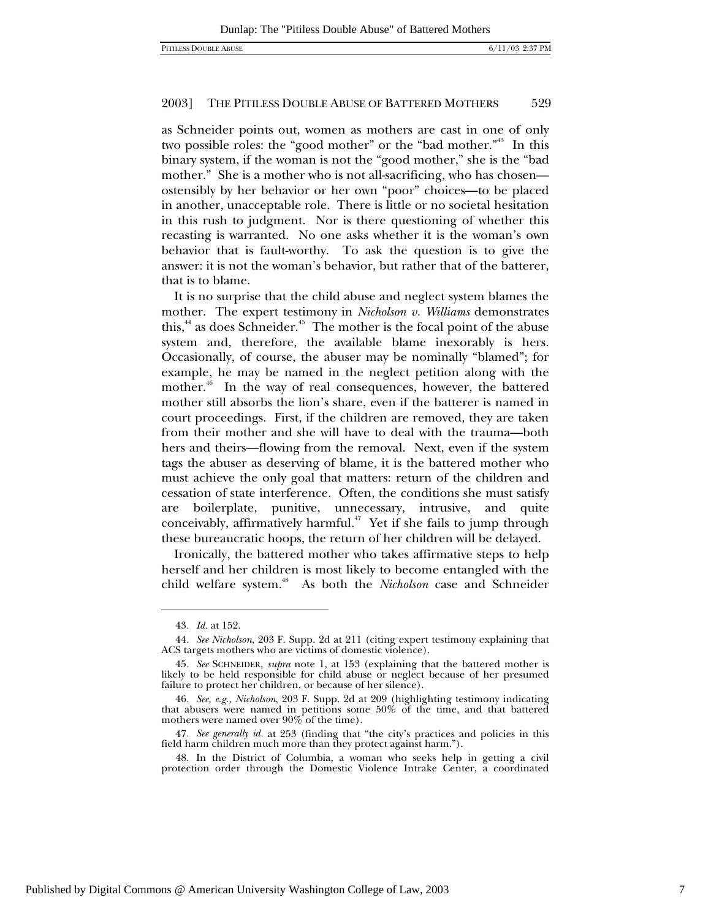as Schneider points out, women as mothers are cast in one of only two possible roles: the "good mother" or the "bad mother."[43] In this binary system, if the woman is not the "good mother," she is the "bad mother." She is a mother who is not all-sacrificing, who has chosen—ostensibly by her behavior or her own "poor" choices—to be placed in another, unacceptable role. There is little or no societal hesitation in this rush to judgment. Nor is there questioning of whether this recasting is warranted. No one asks whether it is the woman's own behavior that is fault-worthy. To ask the question is to give the answer: it is not the woman's behavior, but rather that of the batterer, that is to blame.

It is no surprise that the child abuse and neglect system blames the mother. The expert testimony in *Nicholson v. Williams* demonstrates this,[44] as does Schneider.[45] The mother is the focal point of the abuse system and, therefore, the available blame inexorably is hers. Occasionally, of course, the abuser may be nominally "blamed"; for example, he may be named in the neglect petition along with the mother.[46] In the way of real consequences, however, the battered mother still absorbs the lion's share, even if the batterer is named in court proceedings. First, if the children are removed, they are taken from their mother and she will have to deal with the trauma—both hers and theirs—flowing from the removal. Next, even if the system tags the abuser as deserving of blame, it is the battered mother who must achieve the only goal that matters: return of the children and cessation of state interference. Often, the conditions she must satisfy are boilerplate, punitive, unnecessary, intrusive, and quite conceivably, affirmatively harmful.[47] Yet if she fails to jump through these bureaucratic hoops, the return of her children will be delayed.

Ironically, the battered mother who takes affirmative steps to help herself and her children is most likely to become entangled with the child welfare system.[48] As both the *Nicholson* case and Schneider

---

43. *Id.* at 152.

44. *See Nicholson*, 203 F. Supp. 2d at 211 (citing expert testimony explaining that ACS targets mothers who are victims of domestic violence).

45. *See* SCHNEIDER, *supra* note 1, at 153 (explaining that the battered mother is likely to be held responsible for child abuse or neglect because of her presumed failure to protect her children, or because of her silence).

46. *See, e.g.*, *Nicholson*, 203 F. Supp. 2d at 209 (highlighting testimony indicating that abusers were named in petitions some 50% of the time, and that battered mothers were named over 90% of the time).

47. *See generally id.* at 253 (finding that "the city's practices and policies in this field harm children much more than they protect against harm.").

48. In the District of Columbia, a woman who seeks help in getting a civil protection order through the Domestic Violence Intrake Center, a coordinated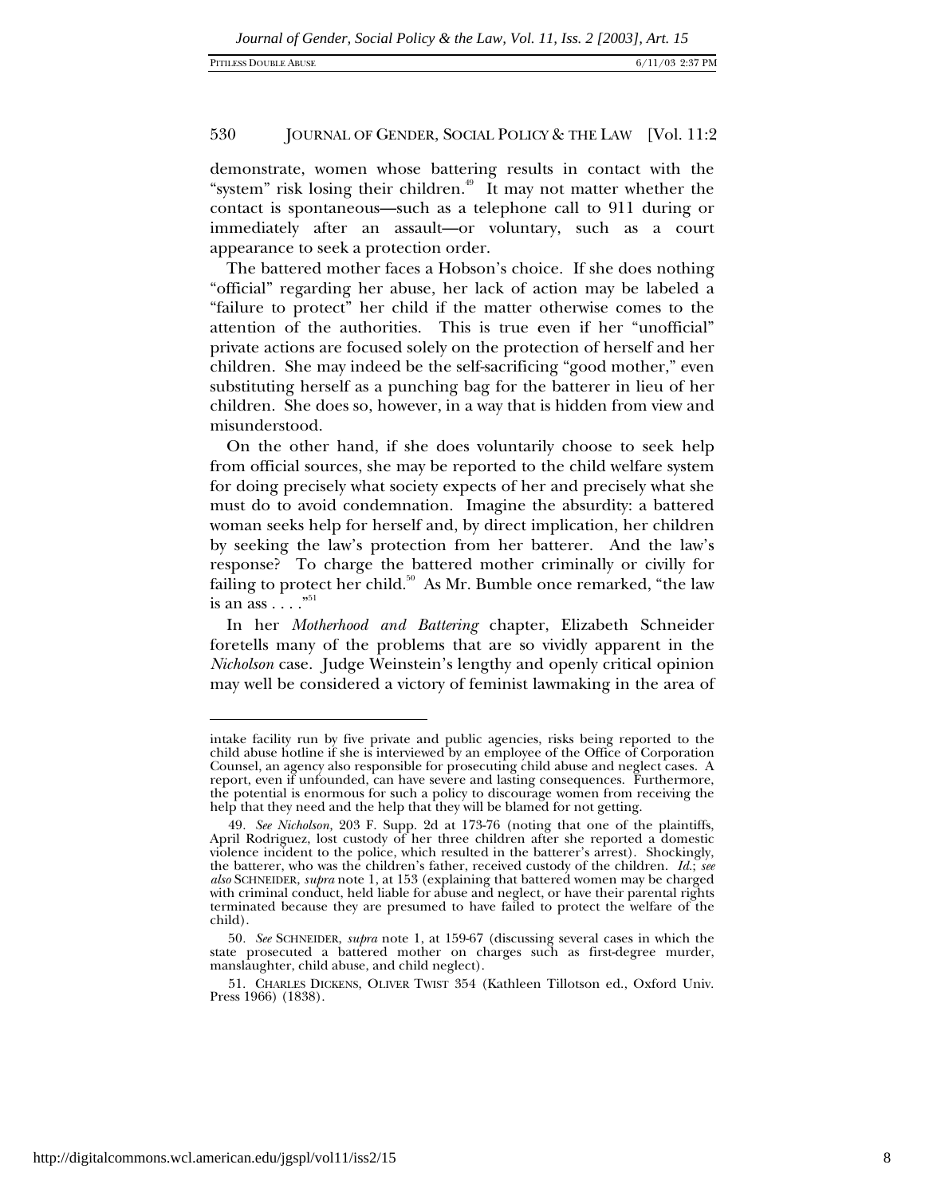demonstrate, women whose battering results in contact with the "system" risk losing their children.[49] It may not matter whether the contact is spontaneous—such as a telephone call to 911 during or immediately after an assault—or voluntary, such as a court appearance to seek a protection order.

The battered mother faces a Hobson's choice. If she does nothing "official" regarding her abuse, her lack of action may be labeled a "failure to protect" her child if the matter otherwise comes to the attention of the authorities. This is true even if her "unofficial" private actions are focused solely on the protection of herself and her children. She may indeed be the self-sacrificing "good mother," even substituting herself as a punching bag for the batterer in lieu of her children. She does so, however, in a way that is hidden from view and misunderstood.

On the other hand, if she does voluntarily choose to seek help from official sources, she may be reported to the child welfare system for doing precisely what society expects of her and precisely what she must do to avoid condemnation. Imagine the absurdity: a battered woman seeks help for herself and, by direct implication, her children by seeking the law's protection from her batterer. And the law's response? To charge the battered mother criminally or civilly for failing to protect her child.[50] As Mr. Bumble once remarked, "the law is an ass . . . ."[51]

In her *Motherhood and Battering* chapter, Elizabeth Schneider foretells many of the problems that are so vividly apparent in the *Nicholson* case. Judge Weinstein's lengthy and openly critical opinion may well be considered a victory of feminist lawmaking in the area of

---

intake facility run by five private and public agencies, risks being reported to the child abuse hotline if she is interviewed by an employee of the Office of Corporation Counsel, an agency also responsible for prosecuting child abuse and neglect cases. A report, even if unfounded, can have severe and lasting consequences. Furthermore, the potential is enormous for such a policy to discourage women from receiving the help that they need and the help that they will be blamed for not getting.

49. *See Nicholson*, 203 F. Supp. 2d at 173-76 (noting that one of the plaintiffs, April Rodriguez, lost custody of her three children after she reported a domestic violence incident to the police, which resulted in the batterer's arrest). Shockingly, the batterer, who was the children's father, received custody of the children. *Id.*; *see also* SCHNEIDER, *supra* note 1, at 153 (explaining that battered women may be charged with criminal conduct, held liable for abuse and neglect, or have their parental rights terminated because they are presumed to have failed to protect the welfare of the child).

50. *See* SCHNEIDER, *supra* note 1, at 159-67 (discussing several cases in which the state prosecuted a battered mother on charges such as first-degree murder, manslaughter, child abuse, and child neglect).

51. CHARLES DICKENS, OLIVER TWIST 354 (Kathleen Tillotson ed., Oxford Univ. Press 1966) (1838).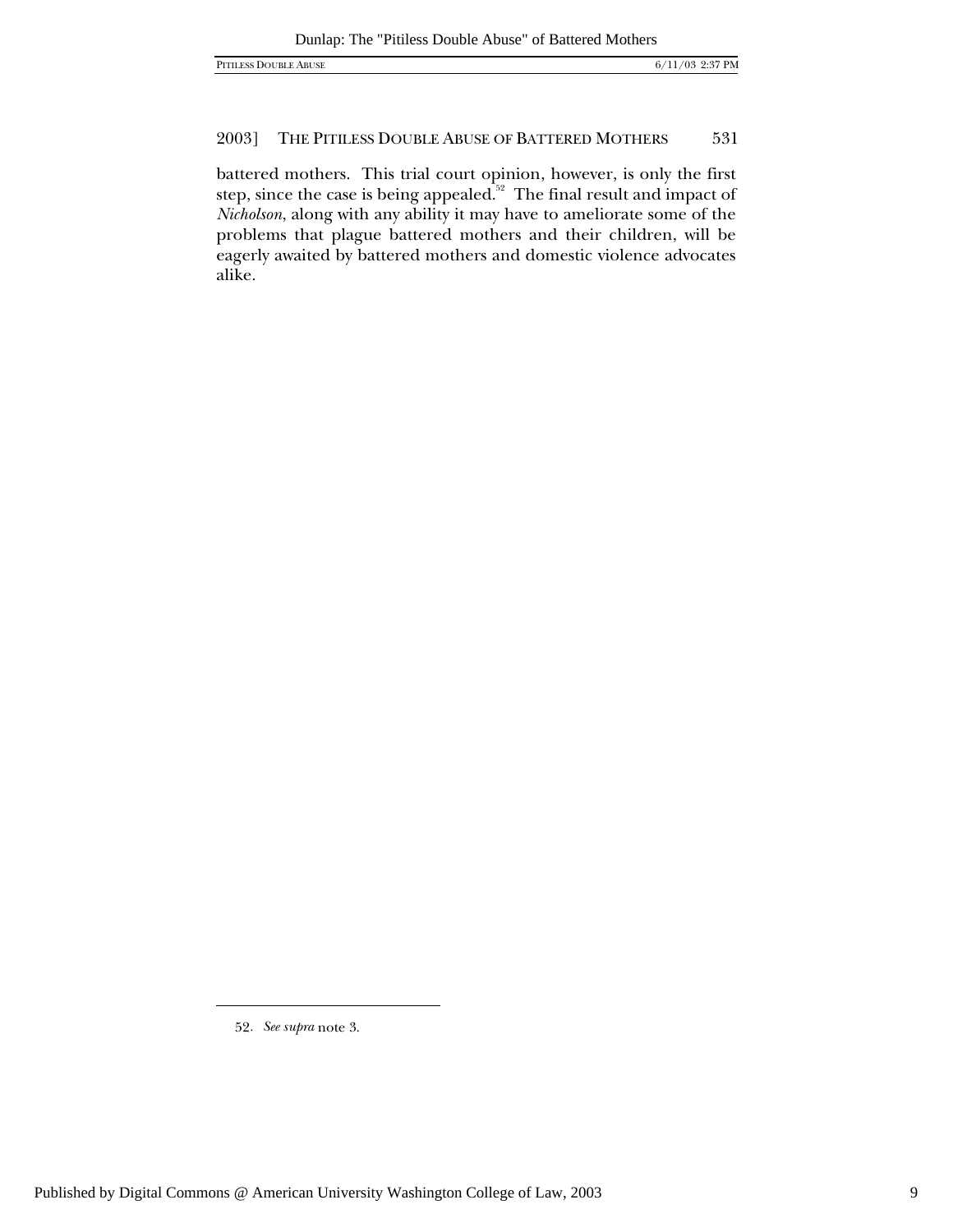battered mothers. This trial court opinion, however, is only the first step, since the case is being appealed.[52] The final result and impact of *Nicholson*, along with any ability it may have to ameliorate some of the problems that plague battered mothers and their children, will be eagerly awaited by battered mothers and domestic violence advocates alike.

52. *See supra* note 3.